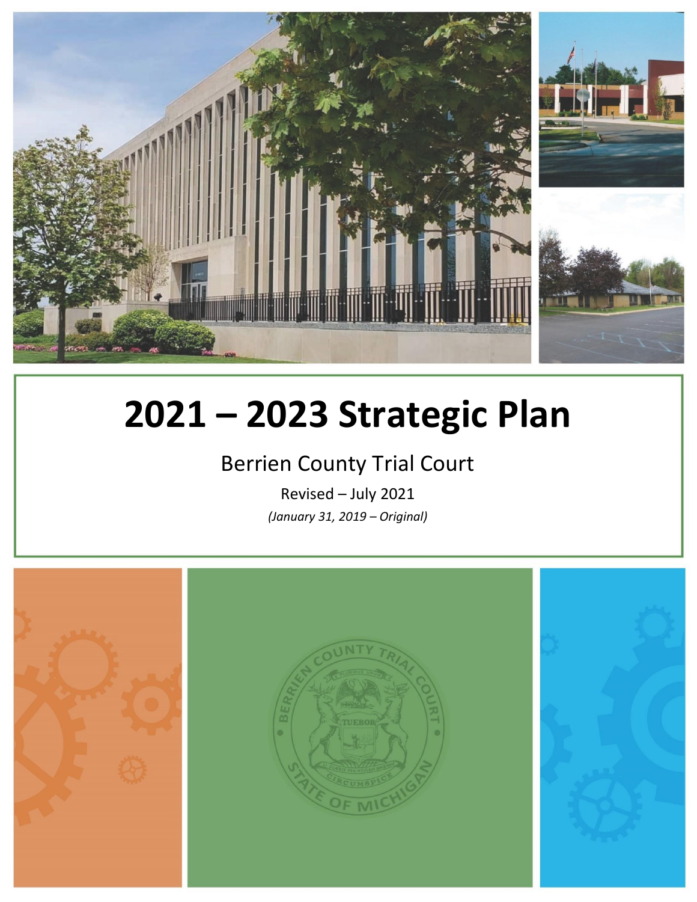# 2021 – 2023 Strategic Plan

Berrien County Trial Court

Revised – July 2021

*(January 31, 2019 – Original)*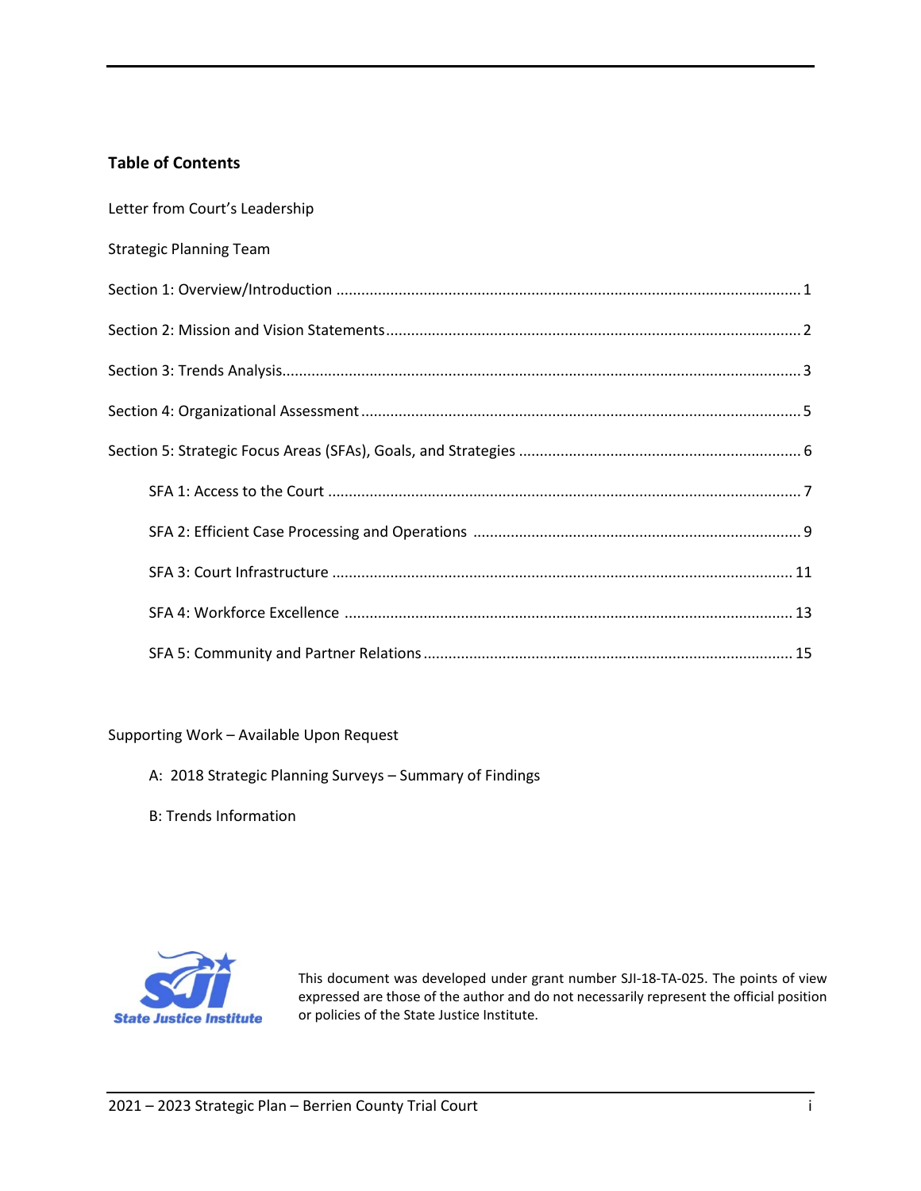## Table of Contents

Letter from Court's Leadership

Strategic Planning Team

Section 1: Overview/Introduction ........ 1

Section 2: Mission and Vision Statements ........ 2

Section 3: Trends Analysis ........ 3

Section 4: Organizational Assessment ........ 5

Section 5: Strategic Focus Areas (SFAs), Goals, and Strategies ........ 6

- SFA 1: Access to the Court ........ 7
- SFA 2: Efficient Case Processing and Operations ........ 9
- SFA 3: Court Infrastructure ........ 11
- SFA 4: Workforce Excellence ........ 13
- SFA 5: Community and Partner Relations ........ 15

Supporting Work – Available Upon Request

- A: 2018 Strategic Planning Surveys – Summary of Findings
- B: Trends Information

State Justice Institute

This document was developed under grant number SJI-18-TA-025. The points of view expressed are those of the author and do not necessarily represent the official position or policies of the State Justice Institute.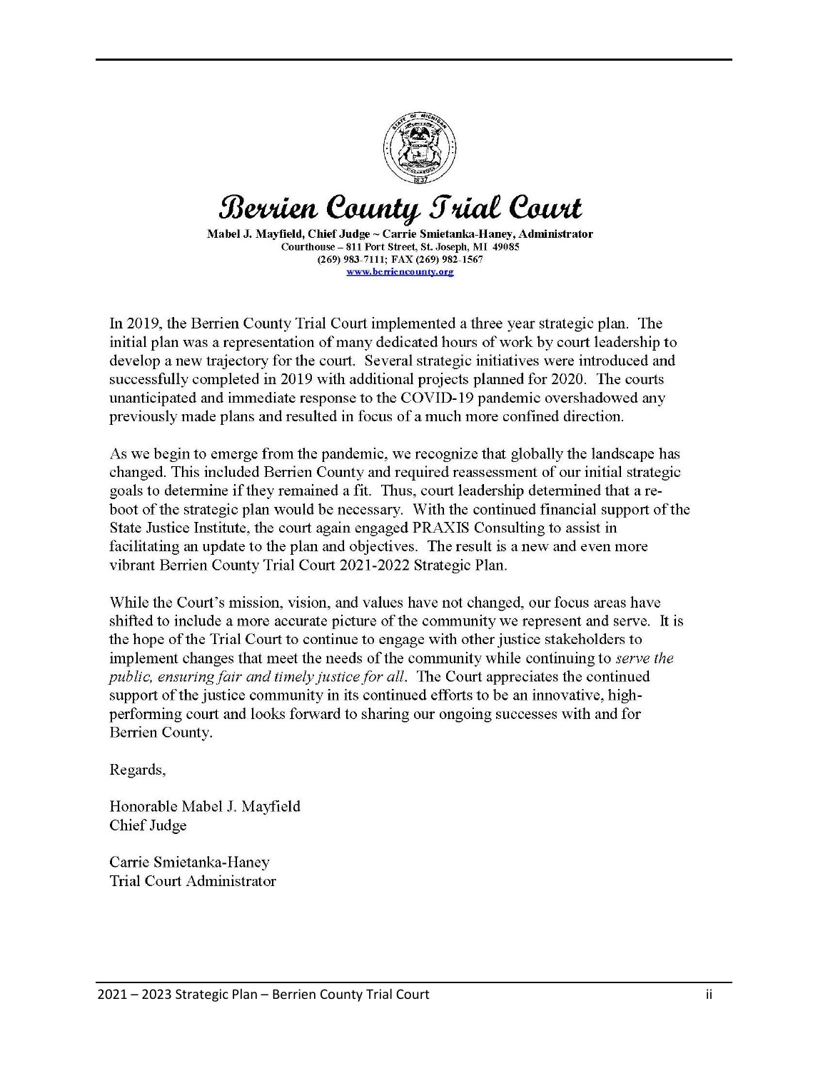# Berrien County Trial Court

**Mabel J. Mayfield, Chief Judge ~ Carrie Smietanka-Haney, Administrator**
**Courthouse – 811 Port Street, St. Joseph, MI 49085**
**(269) 983-7111; FAX (269) 982-1567**
**www.berriencounty.org**

In 2019, the Berrien County Trial Court implemented a three year strategic plan. The initial plan was a representation of many dedicated hours of work by court leadership to develop a new trajectory for the court. Several strategic initiatives were introduced and successfully completed in 2019 with additional projects planned for 2020. The courts unanticipated and immediate response to the COVID-19 pandemic overshadowed any previously made plans and resulted in focus of a much more confined direction.

As we begin to emerge from the pandemic, we recognize that globally the landscape has changed. This included Berrien County and required reassessment of our initial strategic goals to determine if they remained a fit. Thus, court leadership determined that a re-boot of the strategic plan would be necessary. With the continued financial support of the State Justice Institute, the court again engaged PRAXIS Consulting to assist in facilitating an update to the plan and objectives. The result is a new and even more vibrant Berrien County Trial Court 2021-2022 Strategic Plan.

While the Court's mission, vision, and values have not changed, our focus areas have shifted to include a more accurate picture of the community we represent and serve. It is the hope of the Trial Court to continue to engage with other justice stakeholders to implement changes that meet the needs of the community while continuing to *serve the public, ensuring fair and timely justice for all*. The Court appreciates the continued support of the justice community in its continued efforts to be an innovative, high-performing court and looks forward to sharing our ongoing successes with and for Berrien County.

Regards,

Honorable Mabel J. Mayfield
Chief Judge

Carrie Smietanka-Haney
Trial Court Administrator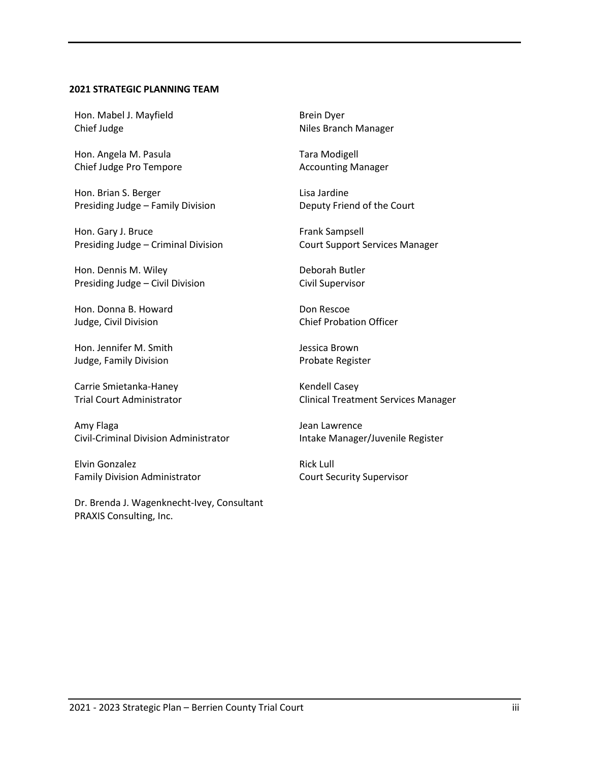**2021 STRATEGIC PLANNING TEAM**

Hon. Mabel J. Mayfield
Chief Judge

Hon. Angela M. Pasula
Chief Judge Pro Tempore

Hon. Brian S. Berger
Presiding Judge – Family Division

Hon. Gary J. Bruce
Presiding Judge – Criminal Division

Hon. Dennis M. Wiley
Presiding Judge – Civil Division

Hon. Donna B. Howard
Judge, Civil Division

Hon. Jennifer M. Smith
Judge, Family Division

Carrie Smietanka-Haney
Trial Court Administrator

Amy Flaga
Civil-Criminal Division Administrator

Elvin Gonzalez
Family Division Administrator

Dr. Brenda J. Wagenknecht-Ivey, Consultant
PRAXIS Consulting, Inc.

Brein Dyer
Niles Branch Manager

Tara Modigell
Accounting Manager

Lisa Jardine
Deputy Friend of the Court

Frank Sampsell
Court Support Services Manager

Deborah Butler
Civil Supervisor

Don Rescoe
Chief Probation Officer

Jessica Brown
Probate Register

Kendell Casey
Clinical Treatment Services Manager

Jean Lawrence
Intake Manager/Juvenile Register

Rick Lull
Court Security Supervisor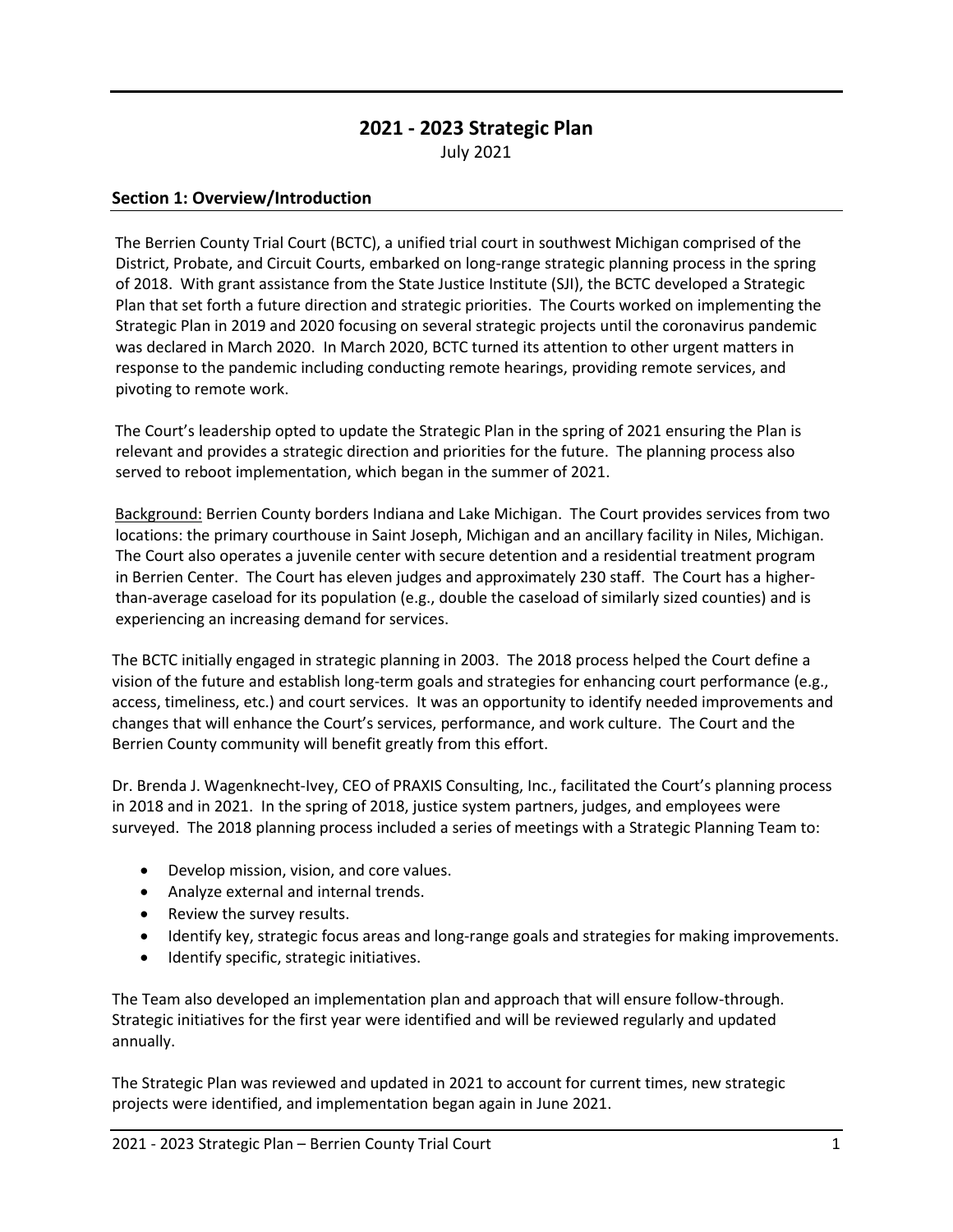# 2021 - 2023 Strategic Plan

July 2021

## Section 1: Overview/Introduction

The Berrien County Trial Court (BCTC), a unified trial court in southwest Michigan comprised of the District, Probate, and Circuit Courts, embarked on long-range strategic planning process in the spring of 2018. With grant assistance from the State Justice Institute (SJI), the BCTC developed a Strategic Plan that set forth a future direction and strategic priorities. The Courts worked on implementing the Strategic Plan in 2019 and 2020 focusing on several strategic projects until the coronavirus pandemic was declared in March 2020. In March 2020, BCTC turned its attention to other urgent matters in response to the pandemic including conducting remote hearings, providing remote services, and pivoting to remote work.

The Court's leadership opted to update the Strategic Plan in the spring of 2021 ensuring the Plan is relevant and provides a strategic direction and priorities for the future. The planning process also served to reboot implementation, which began in the summer of 2021.

<u>Background:</u> Berrien County borders Indiana and Lake Michigan. The Court provides services from two locations: the primary courthouse in Saint Joseph, Michigan and an ancillary facility in Niles, Michigan. The Court also operates a juvenile center with secure detention and a residential treatment program in Berrien Center. The Court has eleven judges and approximately 230 staff. The Court has a higher-than-average caseload for its population (e.g., double the caseload of similarly sized counties) and is experiencing an increasing demand for services.

The BCTC initially engaged in strategic planning in 2003. The 2018 process helped the Court define a vision of the future and establish long-term goals and strategies for enhancing court performance (e.g., access, timeliness, etc.) and court services. It was an opportunity to identify needed improvements and changes that will enhance the Court's services, performance, and work culture. The Court and the Berrien County community will benefit greatly from this effort.

Dr. Brenda J. Wagenknecht-Ivey, CEO of PRAXIS Consulting, Inc., facilitated the Court's planning process in 2018 and in 2021. In the spring of 2018, justice system partners, judges, and employees were surveyed. The 2018 planning process included a series of meetings with a Strategic Planning Team to:

- Develop mission, vision, and core values.
- Analyze external and internal trends.
- Review the survey results.
- Identify key, strategic focus areas and long-range goals and strategies for making improvements.
- Identify specific, strategic initiatives.

The Team also developed an implementation plan and approach that will ensure follow-through. Strategic initiatives for the first year were identified and will be reviewed regularly and updated annually.

The Strategic Plan was reviewed and updated in 2021 to account for current times, new strategic projects were identified, and implementation began again in June 2021.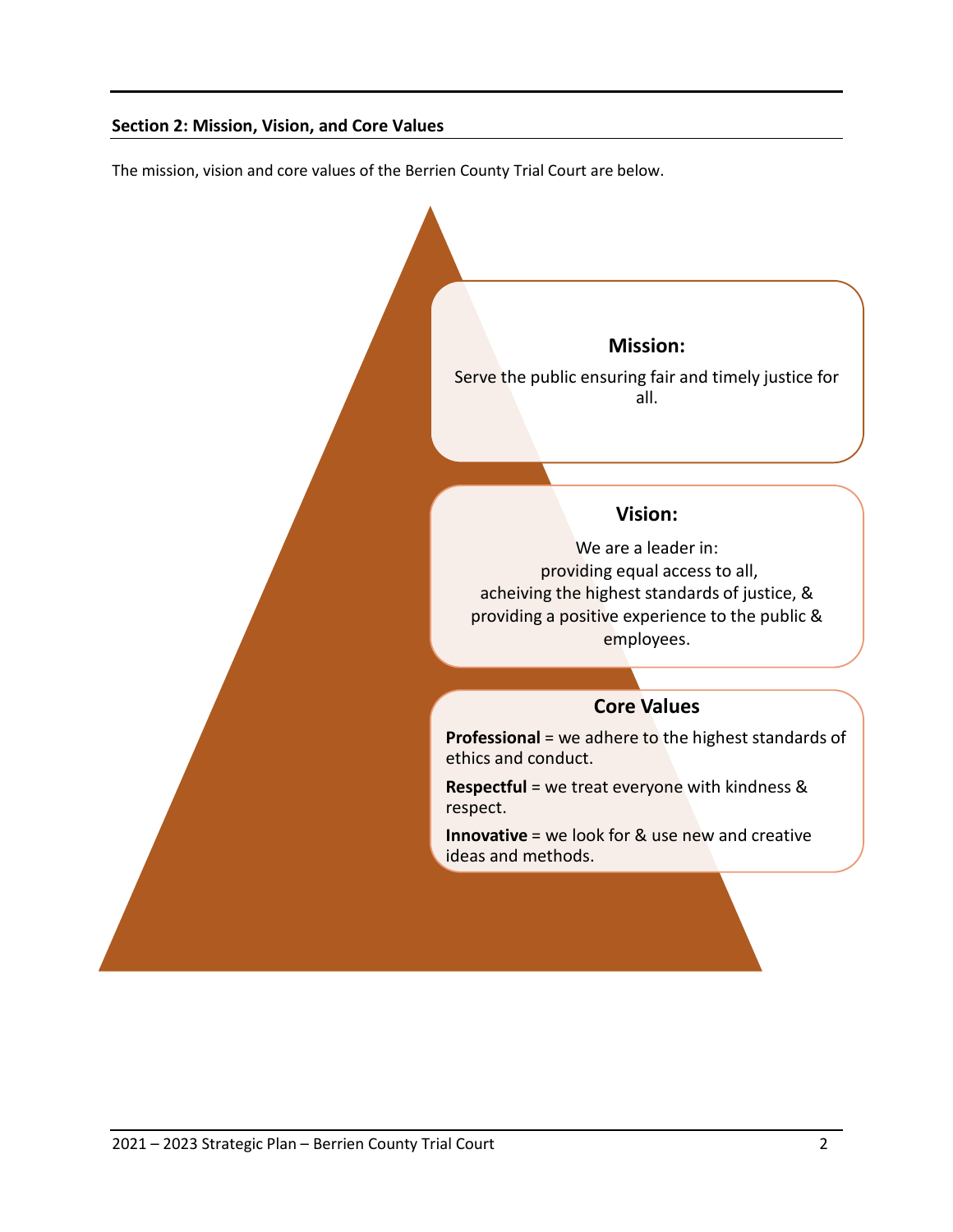## Section 2: Mission, Vision, and Core Values

The mission, vision and core values of the Berrien County Trial Court are below.

**Mission:**

Serve the public ensuring fair and timely justice for all.

**Vision:**

We are a leader in:
providing equal access to all,
acheiving the highest standards of justice, &
providing a positive experience to the public & employees.

**Core Values**

**Professional** = we adhere to the highest standards of ethics and conduct.

**Respectful** = we treat everyone with kindness & respect.

**Innovative** = we look for & use new and creative ideas and methods.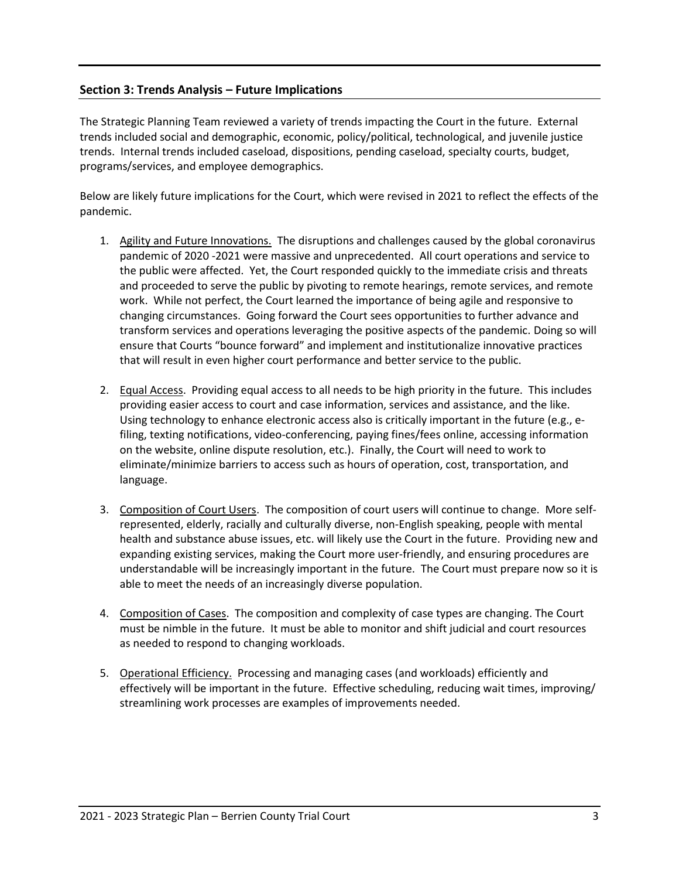## Section 3: Trends Analysis – Future Implications

The Strategic Planning Team reviewed a variety of trends impacting the Court in the future. External trends included social and demographic, economic, policy/political, technological, and juvenile justice trends. Internal trends included caseload, dispositions, pending caseload, specialty courts, budget, programs/services, and employee demographics.

Below are likely future implications for the Court, which were revised in 2021 to reflect the effects of the pandemic.

1. <u>Agility and Future Innovations.</u> The disruptions and challenges caused by the global coronavirus pandemic of 2020 -2021 were massive and unprecedented. All court operations and service to the public were affected. Yet, the Court responded quickly to the immediate crisis and threats and proceeded to serve the public by pivoting to remote hearings, remote services, and remote work. While not perfect, the Court learned the importance of being agile and responsive to changing circumstances. Going forward the Court sees opportunities to further advance and transform services and operations leveraging the positive aspects of the pandemic. Doing so will ensure that Courts "bounce forward" and implement and institutionalize innovative practices that will result in even higher court performance and better service to the public.

2. <u>Equal Access</u>. Providing equal access to all needs to be high priority in the future. This includes providing easier access to court and case information, services and assistance, and the like. Using technology to enhance electronic access also is critically important in the future (e.g., e-filing, texting notifications, video-conferencing, paying fines/fees online, accessing information on the website, online dispute resolution, etc.). Finally, the Court will need to work to eliminate/minimize barriers to access such as hours of operation, cost, transportation, and language.

3. <u>Composition of Court Users</u>. The composition of court users will continue to change. More self-represented, elderly, racially and culturally diverse, non-English speaking, people with mental health and substance abuse issues, etc. will likely use the Court in the future. Providing new and expanding existing services, making the Court more user-friendly, and ensuring procedures are understandable will be increasingly important in the future. The Court must prepare now so it is able to meet the needs of an increasingly diverse population.

4. <u>Composition of Cases</u>. The composition and complexity of case types are changing. The Court must be nimble in the future. It must be able to monitor and shift judicial and court resources as needed to respond to changing workloads.

5. <u>Operational Efficiency.</u> Processing and managing cases (and workloads) efficiently and effectively will be important in the future. Effective scheduling, reducing wait times, improving/ streamlining work processes are examples of improvements needed.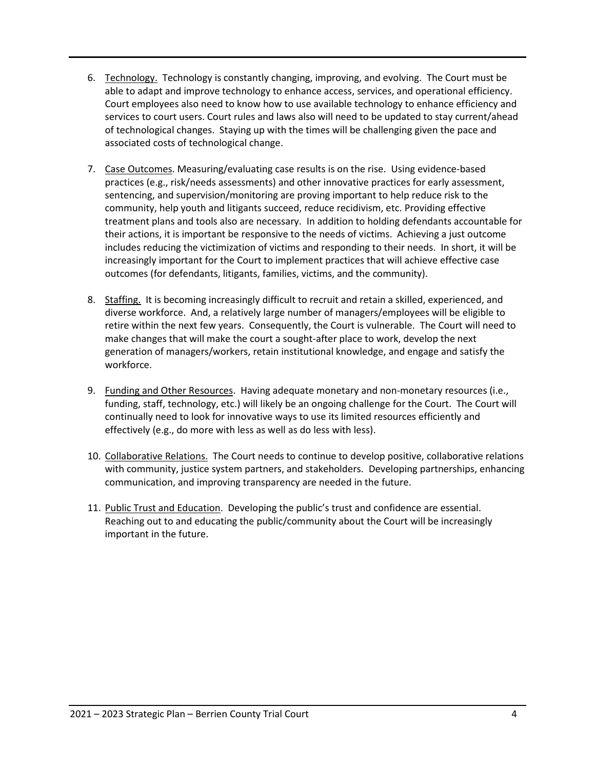6. Technology. Technology is constantly changing, improving, and evolving. The Court must be able to adapt and improve technology to enhance access, services, and operational efficiency. Court employees also need to know how to use available technology to enhance efficiency and services to court users. Court rules and laws also will need to be updated to stay current/ahead of technological changes. Staying up with the times will be challenging given the pace and associated costs of technological change.

7. Case Outcomes. Measuring/evaluating case results is on the rise. Using evidence-based practices (e.g., risk/needs assessments) and other innovative practices for early assessment, sentencing, and supervision/monitoring are proving important to help reduce risk to the community, help youth and litigants succeed, reduce recidivism, etc. Providing effective treatment plans and tools also are necessary. In addition to holding defendants accountable for their actions, it is important be responsive to the needs of victims. Achieving a just outcome includes reducing the victimization of victims and responding to their needs. In short, it will be increasingly important for the Court to implement practices that will achieve effective case outcomes (for defendants, litigants, families, victims, and the community).

8. Staffing. It is becoming increasingly difficult to recruit and retain a skilled, experienced, and diverse workforce. And, a relatively large number of managers/employees will be eligible to retire within the next few years. Consequently, the Court is vulnerable. The Court will need to make changes that will make the court a sought-after place to work, develop the next generation of managers/workers, retain institutional knowledge, and engage and satisfy the workforce.

9. Funding and Other Resources. Having adequate monetary and non-monetary resources (i.e., funding, staff, technology, etc.) will likely be an ongoing challenge for the Court. The Court will continually need to look for innovative ways to use its limited resources efficiently and effectively (e.g., do more with less as well as do less with less).

10. Collaborative Relations. The Court needs to continue to develop positive, collaborative relations with community, justice system partners, and stakeholders. Developing partnerships, enhancing communication, and improving transparency are needed in the future.

11. Public Trust and Education. Developing the public's trust and confidence are essential. Reaching out to and educating the public/community about the Court will be increasingly important in the future.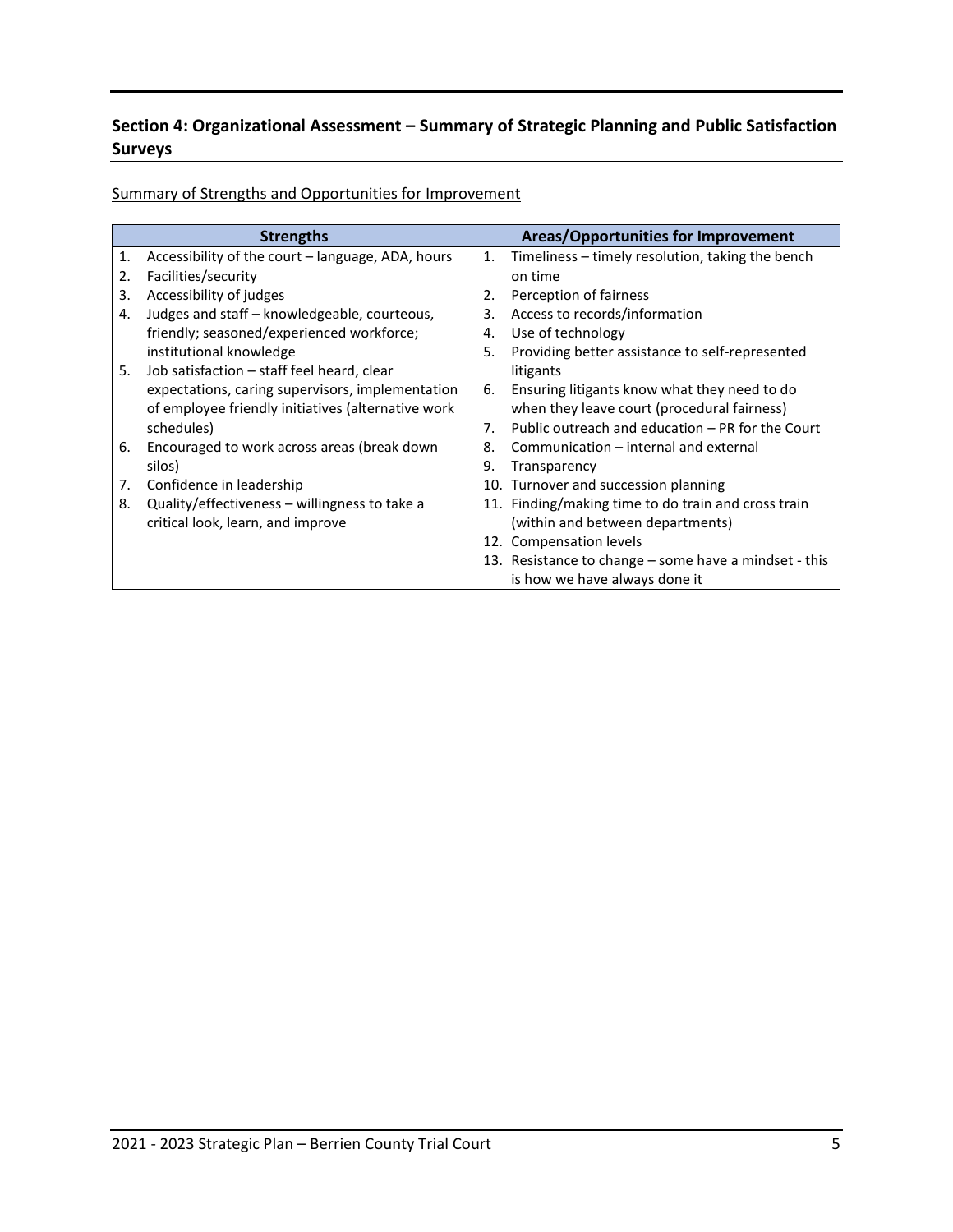## Section 4: Organizational Assessment – Summary of Strategic Planning and Public Satisfaction Surveys

Summary of Strengths and Opportunities for Improvement

| Strengths | Areas/Opportunities for Improvement |
|---|---|
| 1. Accessibility of the court – language, ADA, hours<br>2. Facilities/security<br>3. Accessibility of judges<br>4. Judges and staff – knowledgeable, courteous, friendly; seasoned/experienced workforce; institutional knowledge<br>5. Job satisfaction – staff feel heard, clear expectations, caring supervisors, implementation of employee friendly initiatives (alternative work schedules)<br>6. Encouraged to work across areas (break down silos)<br>7. Confidence in leadership<br>8. Quality/effectiveness – willingness to take a critical look, learn, and improve | 1. Timeliness – timely resolution, taking the bench on time<br>2. Perception of fairness<br>3. Access to records/information<br>4. Use of technology<br>5. Providing better assistance to self-represented litigants<br>6. Ensuring litigants know what they need to do when they leave court (procedural fairness)<br>7. Public outreach and education – PR for the Court<br>8. Communication – internal and external<br>9. Transparency<br>10. Turnover and succession planning<br>11. Finding/making time to do train and cross train (within and between departments)<br>12. Compensation levels<br>13. Resistance to change – some have a mindset - this is how we have always done it |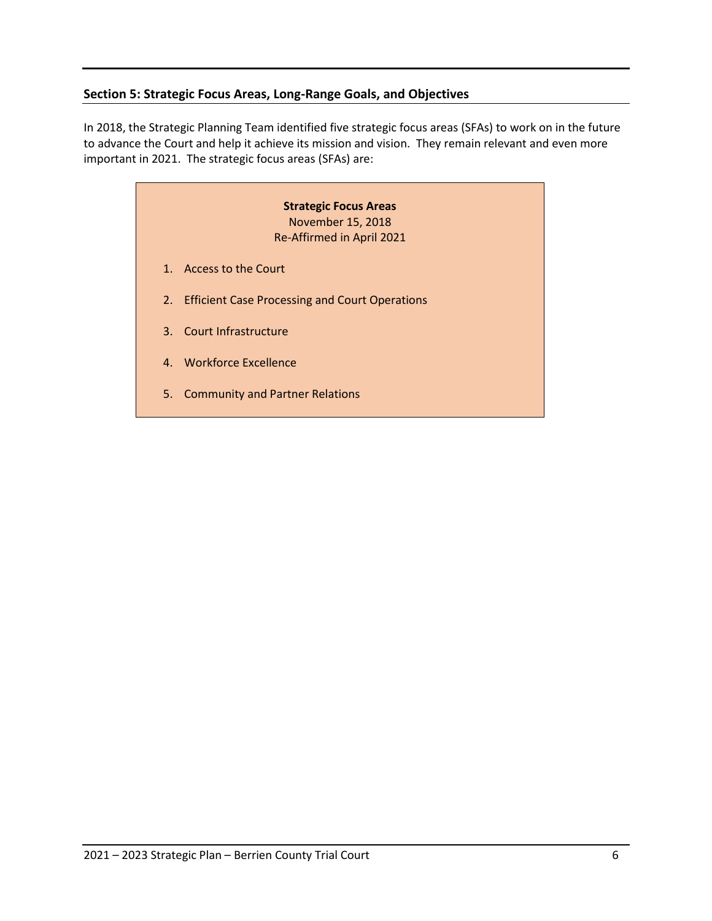## Section 5: Strategic Focus Areas, Long-Range Goals, and Objectives

In 2018, the Strategic Planning Team identified five strategic focus areas (SFAs) to work on in the future to advance the Court and help it achieve its mission and vision. They remain relevant and even more important in 2021. The strategic focus areas (SFAs) are:

**Strategic Focus Areas**
November 15, 2018
Re-Affirmed in April 2021

1. Access to the Court
2. Efficient Case Processing and Court Operations
3. Court Infrastructure
4. Workforce Excellence
5. Community and Partner Relations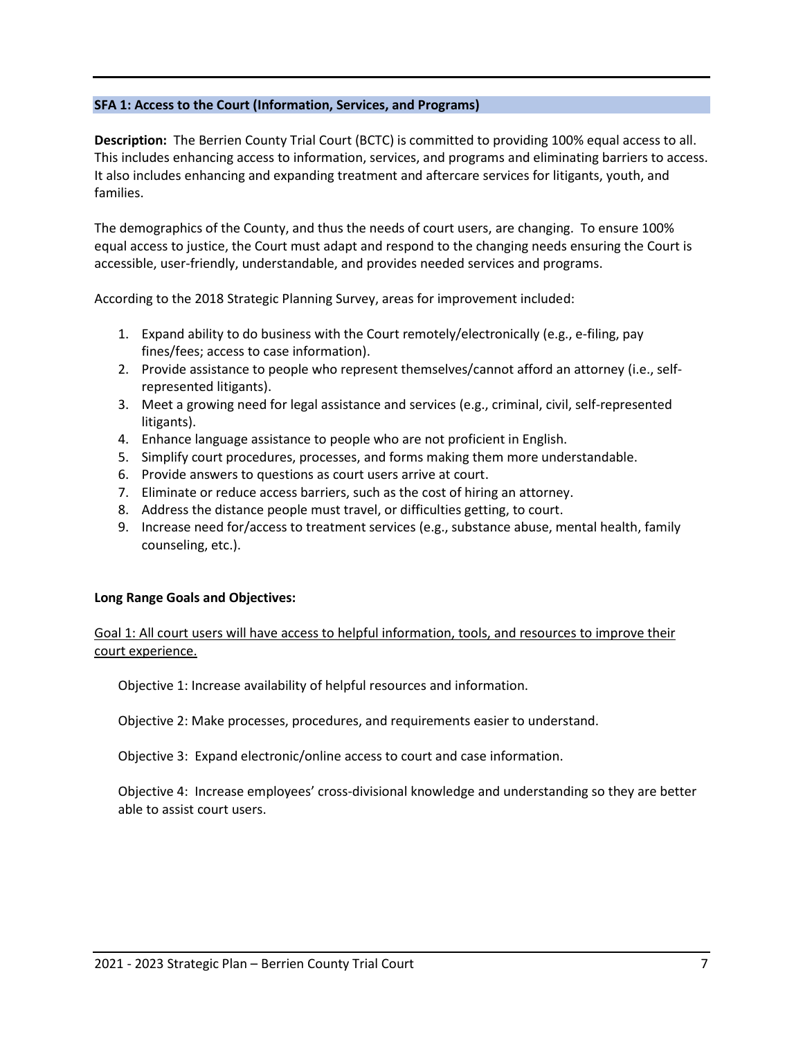## SFA 1: Access to the Court (Information, Services, and Programs)

**Description:** The Berrien County Trial Court (BCTC) is committed to providing 100% equal access to all. This includes enhancing access to information, services, and programs and eliminating barriers to access. It also includes enhancing and expanding treatment and aftercare services for litigants, youth, and families.

The demographics of the County, and thus the needs of court users, are changing. To ensure 100% equal access to justice, the Court must adapt and respond to the changing needs ensuring the Court is accessible, user-friendly, understandable, and provides needed services and programs.

According to the 2018 Strategic Planning Survey, areas for improvement included:

1. Expand ability to do business with the Court remotely/electronically (e.g., e-filing, pay fines/fees; access to case information).
2. Provide assistance to people who represent themselves/cannot afford an attorney (i.e., self-represented litigants).
3. Meet a growing need for legal assistance and services (e.g., criminal, civil, self-represented litigants).
4. Enhance language assistance to people who are not proficient in English.
5. Simplify court procedures, processes, and forms making them more understandable.
6. Provide answers to questions as court users arrive at court.
7. Eliminate or reduce access barriers, such as the cost of hiring an attorney.
8. Address the distance people must travel, or difficulties getting, to court.
9. Increase need for/access to treatment services (e.g., substance abuse, mental health, family counseling, etc.).

**Long Range Goals and Objectives:**

<u>Goal 1: All court users will have access to helpful information, tools, and resources to improve their court experience.</u>

Objective 1: Increase availability of helpful resources and information.

Objective 2: Make processes, procedures, and requirements easier to understand.

Objective 3: Expand electronic/online access to court and case information.

Objective 4: Increase employees' cross-divisional knowledge and understanding so they are better able to assist court users.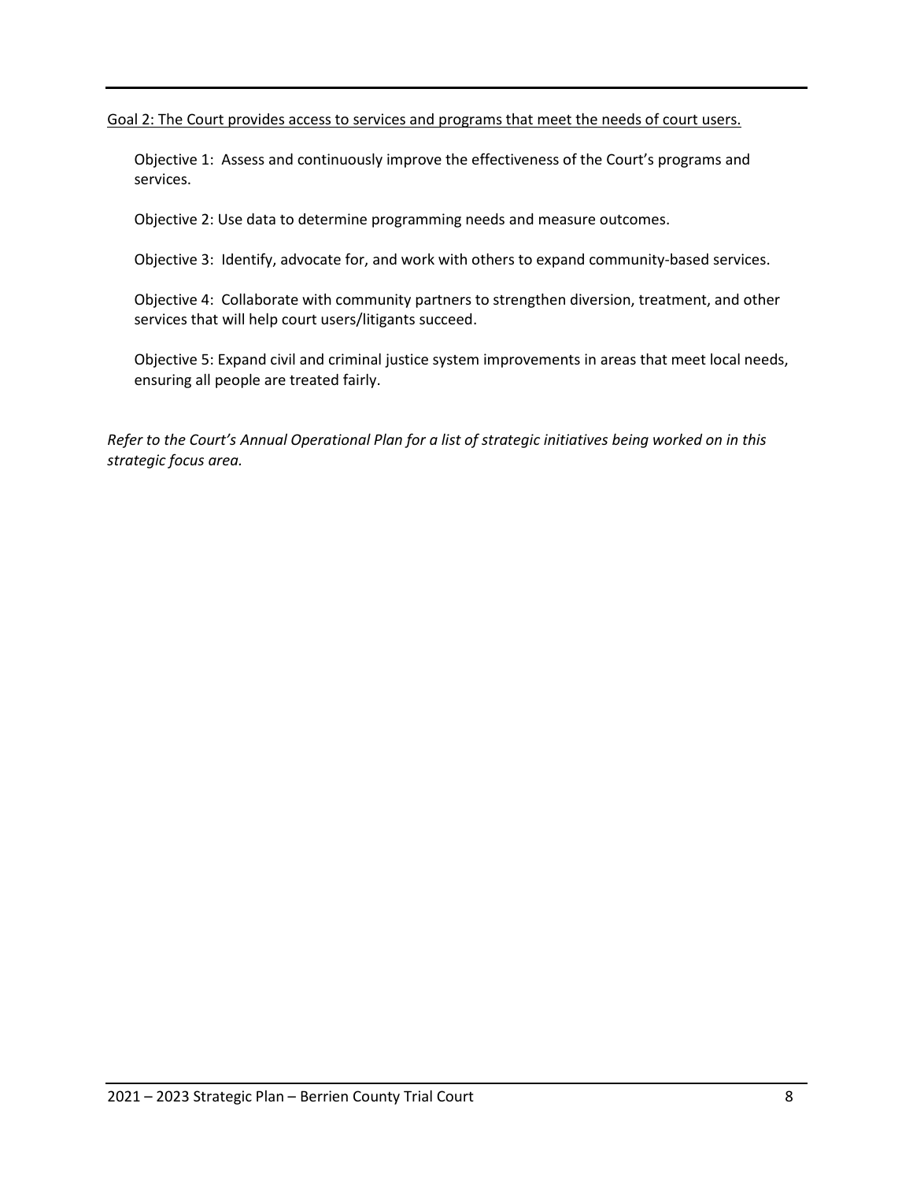Goal 2: The Court provides access to services and programs that meet the needs of court users.

Objective 1: Assess and continuously improve the effectiveness of the Court's programs and services.

Objective 2: Use data to determine programming needs and measure outcomes.

Objective 3: Identify, advocate for, and work with others to expand community-based services.

Objective 4: Collaborate with community partners to strengthen diversion, treatment, and other services that will help court users/litigants succeed.

Objective 5: Expand civil and criminal justice system improvements in areas that meet local needs, ensuring all people are treated fairly.

*Refer to the Court's Annual Operational Plan for a list of strategic initiatives being worked on in this strategic focus area.*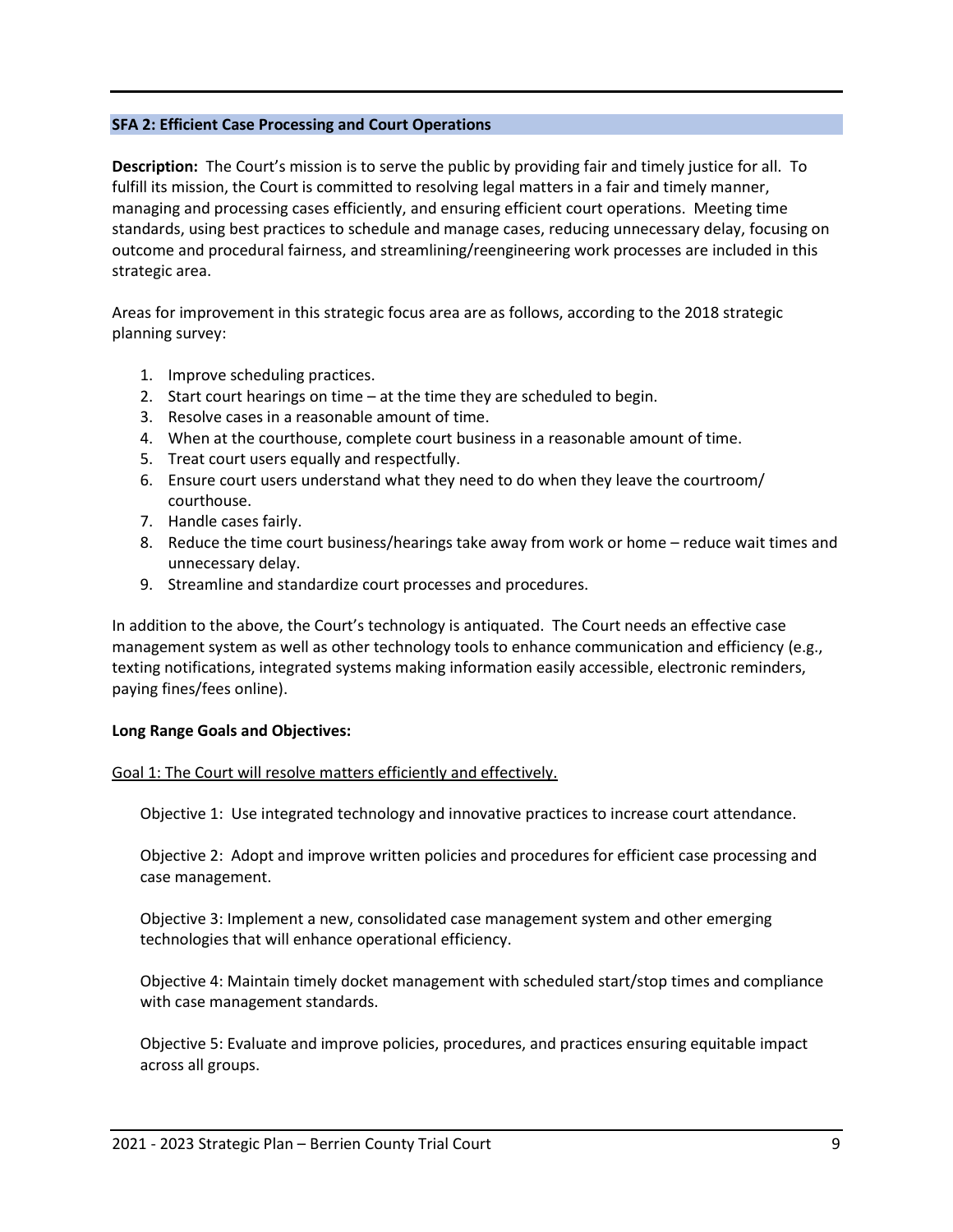## SFA 2: Efficient Case Processing and Court Operations

**Description:** The Court's mission is to serve the public by providing fair and timely justice for all. To fulfill its mission, the Court is committed to resolving legal matters in a fair and timely manner, managing and processing cases efficiently, and ensuring efficient court operations. Meeting time standards, using best practices to schedule and manage cases, reducing unnecessary delay, focusing on outcome and procedural fairness, and streamlining/reengineering work processes are included in this strategic area.

Areas for improvement in this strategic focus area are as follows, according to the 2018 strategic planning survey:

1. Improve scheduling practices.
2. Start court hearings on time – at the time they are scheduled to begin.
3. Resolve cases in a reasonable amount of time.
4. When at the courthouse, complete court business in a reasonable amount of time.
5. Treat court users equally and respectfully.
6. Ensure court users understand what they need to do when they leave the courtroom/ courthouse.
7. Handle cases fairly.
8. Reduce the time court business/hearings take away from work or home – reduce wait times and unnecessary delay.
9. Streamline and standardize court processes and procedures.

In addition to the above, the Court's technology is antiquated. The Court needs an effective case management system as well as other technology tools to enhance communication and efficiency (e.g., texting notifications, integrated systems making information easily accessible, electronic reminders, paying fines/fees online).

**Long Range Goals and Objectives:**

Goal 1: The Court will resolve matters efficiently and effectively.

Objective 1: Use integrated technology and innovative practices to increase court attendance.

Objective 2: Adopt and improve written policies and procedures for efficient case processing and case management.

Objective 3: Implement a new, consolidated case management system and other emerging technologies that will enhance operational efficiency.

Objective 4: Maintain timely docket management with scheduled start/stop times and compliance with case management standards.

Objective 5: Evaluate and improve policies, procedures, and practices ensuring equitable impact across all groups.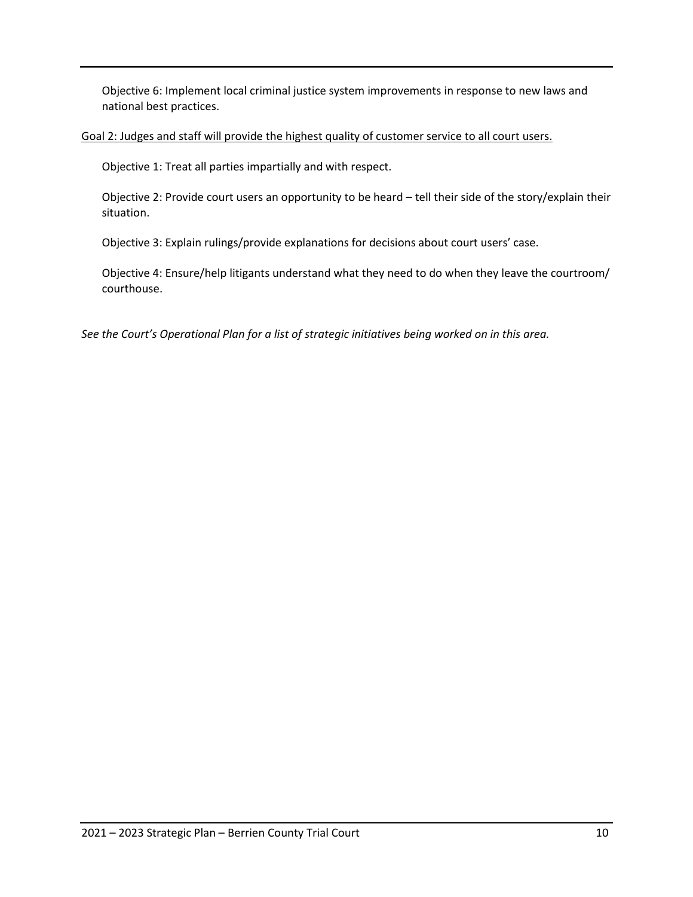Objective 6: Implement local criminal justice system improvements in response to new laws and national best practices.

<u>Goal 2: Judges and staff will provide the highest quality of customer service to all court users.</u>

Objective 1: Treat all parties impartially and with respect.

Objective 2: Provide court users an opportunity to be heard – tell their side of the story/explain their situation.

Objective 3: Explain rulings/provide explanations for decisions about court users' case.

Objective 4: Ensure/help litigants understand what they need to do when they leave the courtroom/ courthouse.

*See the Court's Operational Plan for a list of strategic initiatives being worked on in this area.*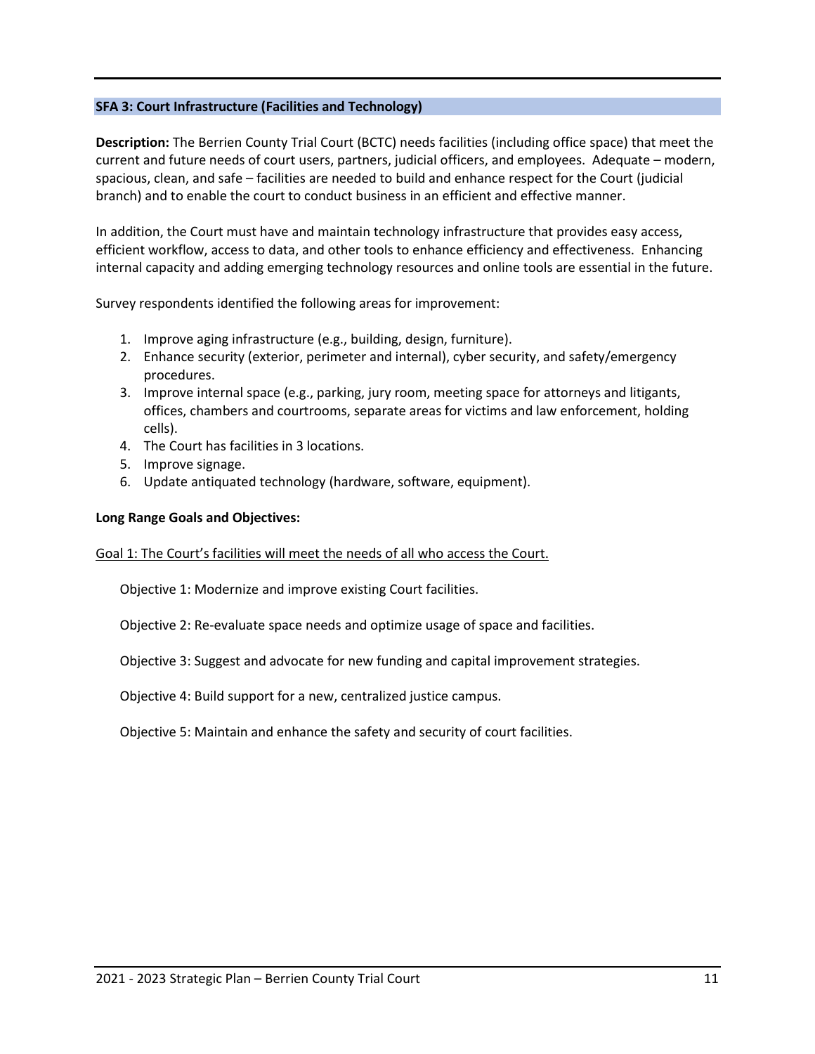### SFA 3: Court Infrastructure (Facilities and Technology)

**Description:** The Berrien County Trial Court (BCTC) needs facilities (including office space) that meet the current and future needs of court users, partners, judicial officers, and employees. Adequate – modern, spacious, clean, and safe – facilities are needed to build and enhance respect for the Court (judicial branch) and to enable the court to conduct business in an efficient and effective manner.

In addition, the Court must have and maintain technology infrastructure that provides easy access, efficient workflow, access to data, and other tools to enhance efficiency and effectiveness. Enhancing internal capacity and adding emerging technology resources and online tools are essential in the future.

Survey respondents identified the following areas for improvement:

1. Improve aging infrastructure (e.g., building, design, furniture).
2. Enhance security (exterior, perimeter and internal), cyber security, and safety/emergency procedures.
3. Improve internal space (e.g., parking, jury room, meeting space for attorneys and litigants, offices, chambers and courtrooms, separate areas for victims and law enforcement, holding cells).
4. The Court has facilities in 3 locations.
5. Improve signage.
6. Update antiquated technology (hardware, software, equipment).

**Long Range Goals and Objectives:**

Goal 1: The Court's facilities will meet the needs of all who access the Court.

Objective 1: Modernize and improve existing Court facilities.

Objective 2: Re-evaluate space needs and optimize usage of space and facilities.

Objective 3: Suggest and advocate for new funding and capital improvement strategies.

Objective 4: Build support for a new, centralized justice campus.

Objective 5: Maintain and enhance the safety and security of court facilities.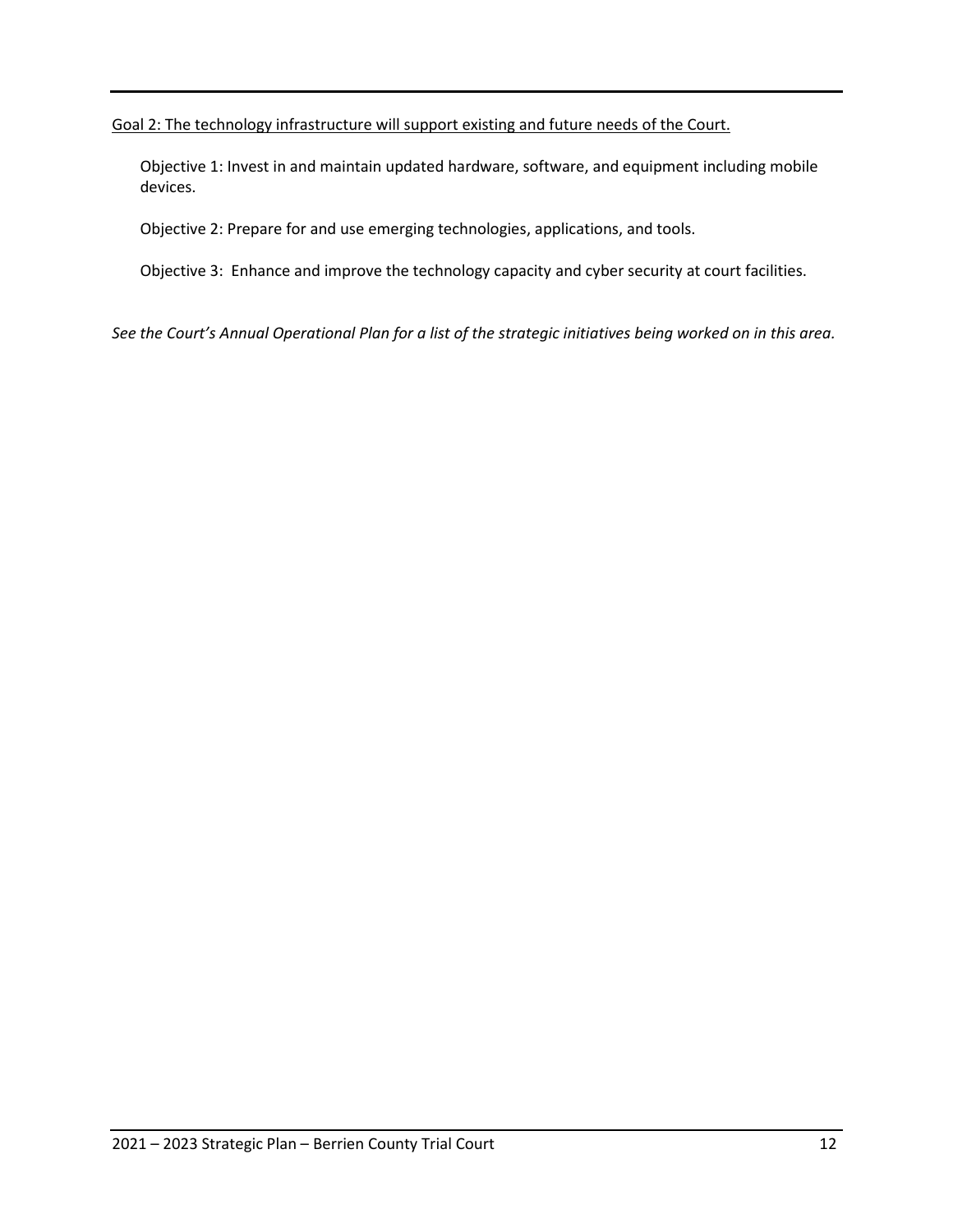<u>Goal 2: The technology infrastructure will support existing and future needs of the Court.</u>

Objective 1: Invest in and maintain updated hardware, software, and equipment including mobile devices.

Objective 2: Prepare for and use emerging technologies, applications, and tools.

Objective 3: Enhance and improve the technology capacity and cyber security at court facilities.

*See the Court's Annual Operational Plan for a list of the strategic initiatives being worked on in this area.*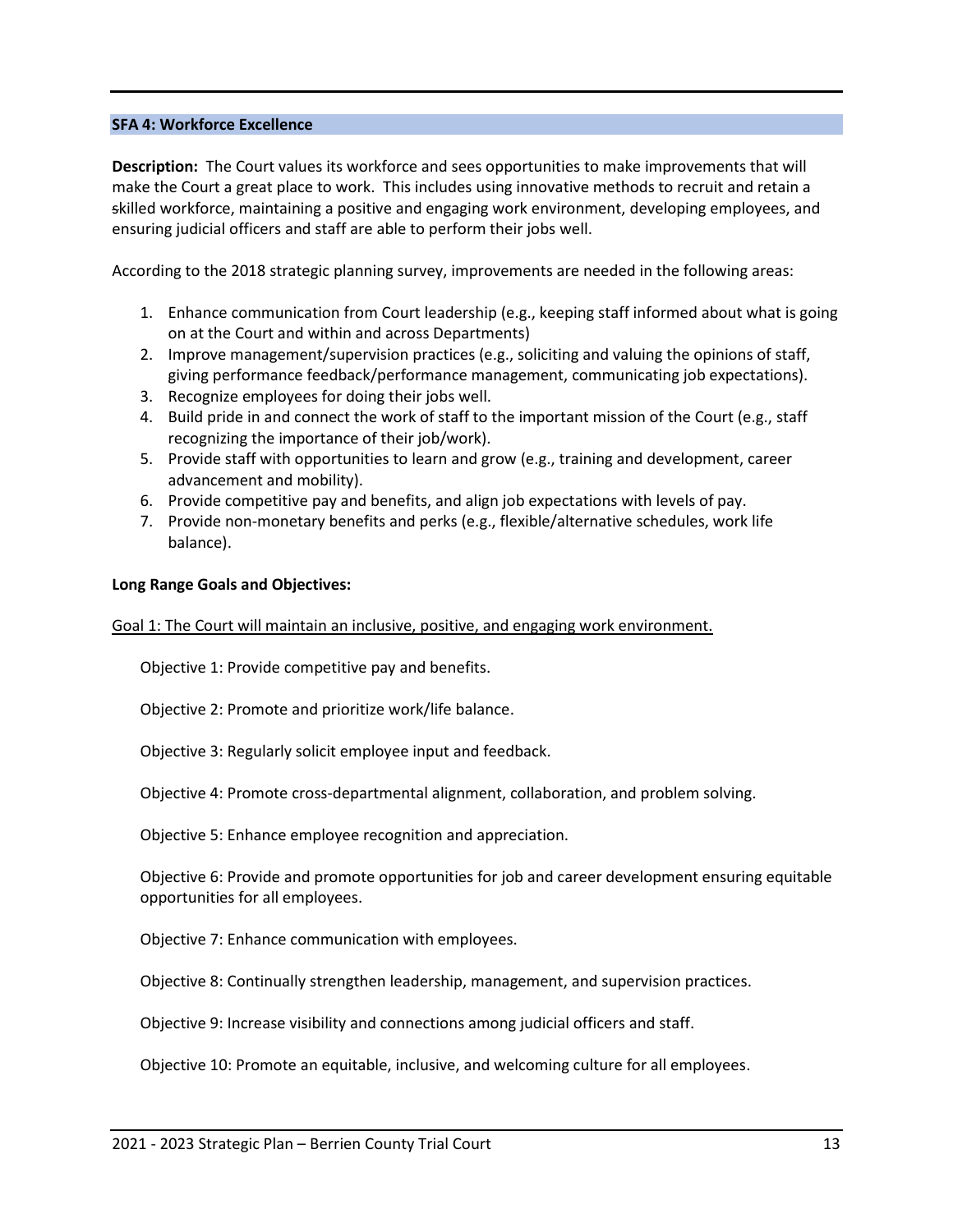## SFA 4: Workforce Excellence

**Description:** The Court values its workforce and sees opportunities to make improvements that will make the Court a great place to work. This includes using innovative methods to recruit and retain a skilled workforce, maintaining a positive and engaging work environment, developing employees, and ensuring judicial officers and staff are able to perform their jobs well.

According to the 2018 strategic planning survey, improvements are needed in the following areas:

1. Enhance communication from Court leadership (e.g., keeping staff informed about what is going on at the Court and within and across Departments)
2. Improve management/supervision practices (e.g., soliciting and valuing the opinions of staff, giving performance feedback/performance management, communicating job expectations).
3. Recognize employees for doing their jobs well.
4. Build pride in and connect the work of staff to the important mission of the Court (e.g., staff recognizing the importance of their job/work).
5. Provide staff with opportunities to learn and grow (e.g., training and development, career advancement and mobility).
6. Provide competitive pay and benefits, and align job expectations with levels of pay.
7. Provide non-monetary benefits and perks (e.g., flexible/alternative schedules, work life balance).

**Long Range Goals and Objectives:**

Goal 1: The Court will maintain an inclusive, positive, and engaging work environment.

Objective 1: Provide competitive pay and benefits.

Objective 2: Promote and prioritize work/life balance.

Objective 3: Regularly solicit employee input and feedback.

Objective 4: Promote cross-departmental alignment, collaboration, and problem solving.

Objective 5: Enhance employee recognition and appreciation.

Objective 6: Provide and promote opportunities for job and career development ensuring equitable opportunities for all employees.

Objective 7: Enhance communication with employees.

Objective 8: Continually strengthen leadership, management, and supervision practices.

Objective 9: Increase visibility and connections among judicial officers and staff.

Objective 10: Promote an equitable, inclusive, and welcoming culture for all employees.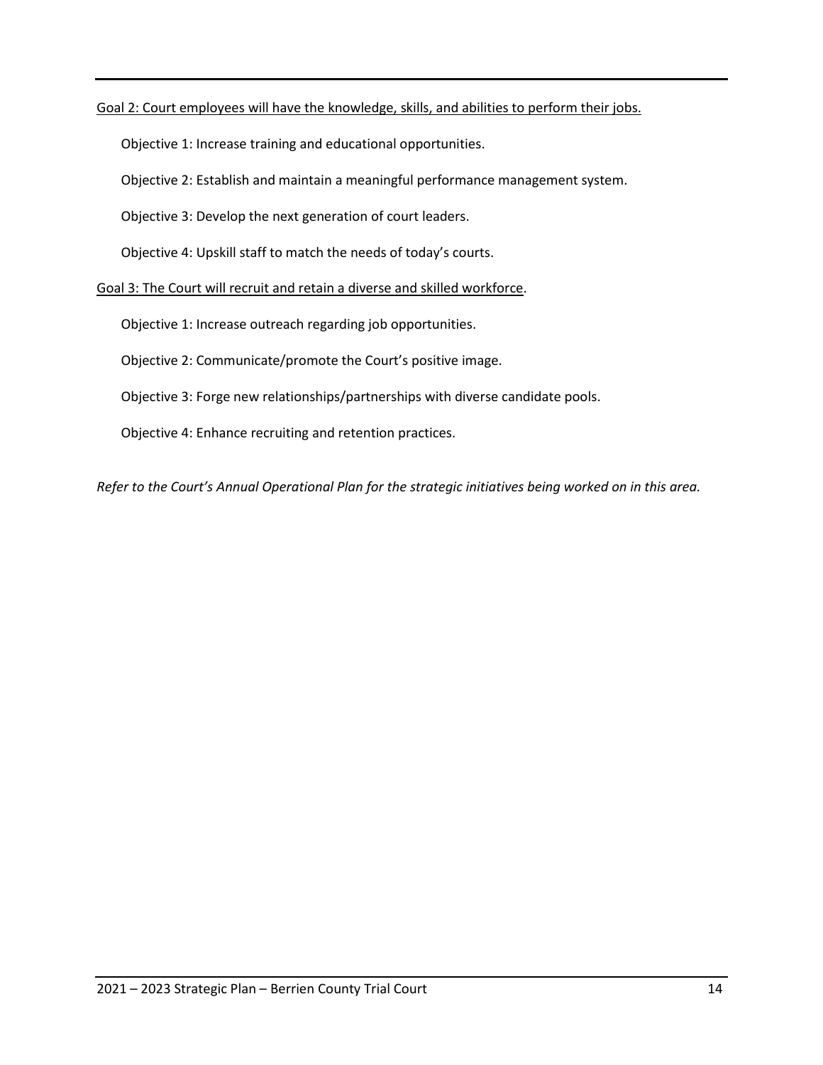Goal 2: Court employees will have the knowledge, skills, and abilities to perform their jobs.

Objective 1: Increase training and educational opportunities.

Objective 2: Establish and maintain a meaningful performance management system.

Objective 3: Develop the next generation of court leaders.

Objective 4: Upskill staff to match the needs of today's courts.

Goal 3: The Court will recruit and retain a diverse and skilled workforce.

Objective 1: Increase outreach regarding job opportunities.

Objective 2: Communicate/promote the Court's positive image.

Objective 3: Forge new relationships/partnerships with diverse candidate pools.

Objective 4: Enhance recruiting and retention practices.

*Refer to the Court's Annual Operational Plan for the strategic initiatives being worked on in this area.*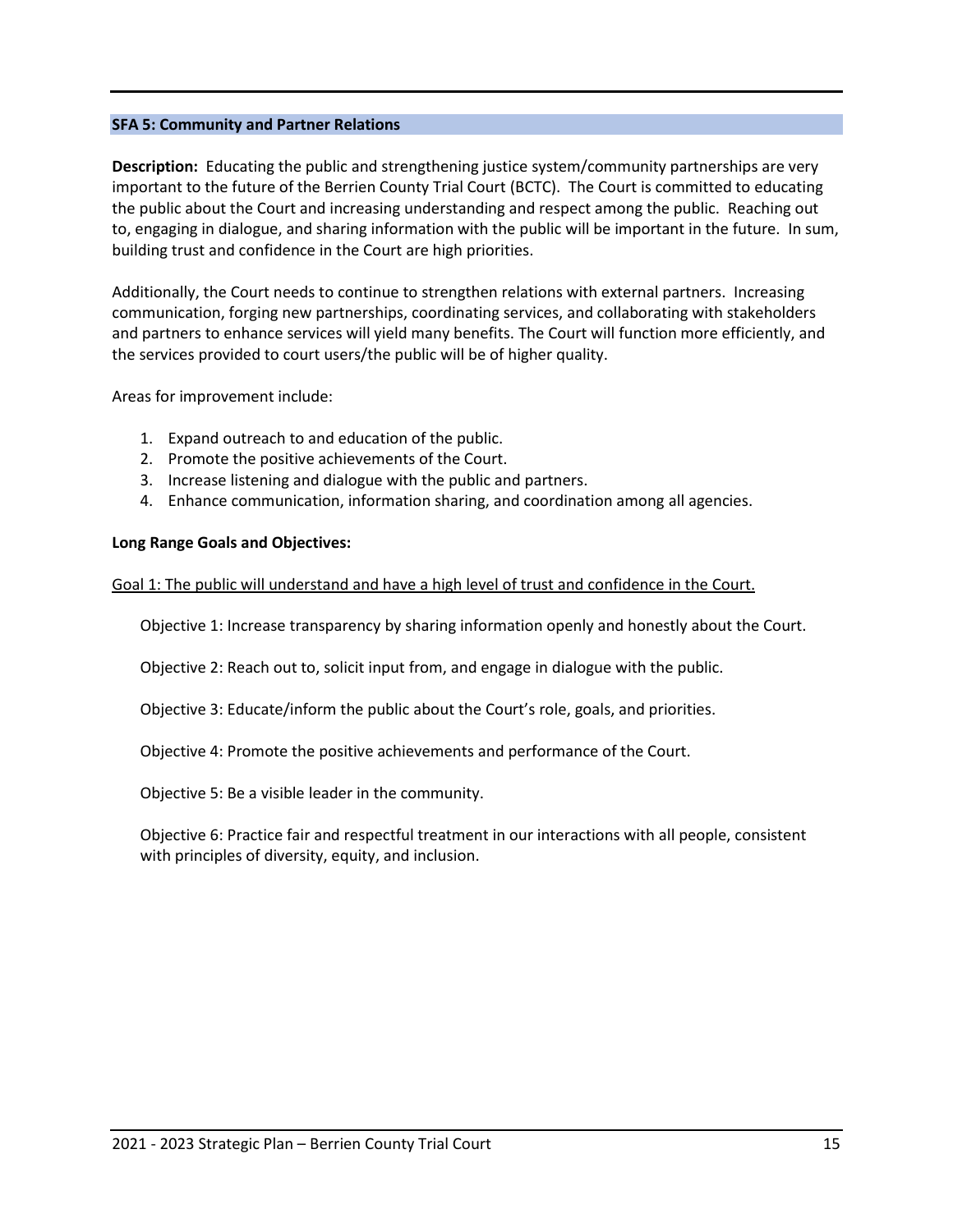## SFA 5: Community and Partner Relations

**Description:** Educating the public and strengthening justice system/community partnerships are very important to the future of the Berrien County Trial Court (BCTC). The Court is committed to educating the public about the Court and increasing understanding and respect among the public. Reaching out to, engaging in dialogue, and sharing information with the public will be important in the future. In sum, building trust and confidence in the Court are high priorities.

Additionally, the Court needs to continue to strengthen relations with external partners. Increasing communication, forging new partnerships, coordinating services, and collaborating with stakeholders and partners to enhance services will yield many benefits. The Court will function more efficiently, and the services provided to court users/the public will be of higher quality.

Areas for improvement include:

1. Expand outreach to and education of the public.
2. Promote the positive achievements of the Court.
3. Increase listening and dialogue with the public and partners.
4. Enhance communication, information sharing, and coordination among all agencies.

**Long Range Goals and Objectives:**

<u>Goal 1: The public will understand and have a high level of trust and confidence in the Court.</u>

Objective 1: Increase transparency by sharing information openly and honestly about the Court.

Objective 2: Reach out to, solicit input from, and engage in dialogue with the public.

Objective 3: Educate/inform the public about the Court's role, goals, and priorities.

Objective 4: Promote the positive achievements and performance of the Court.

Objective 5: Be a visible leader in the community.

Objective 6: Practice fair and respectful treatment in our interactions with all people, consistent with principles of diversity, equity, and inclusion.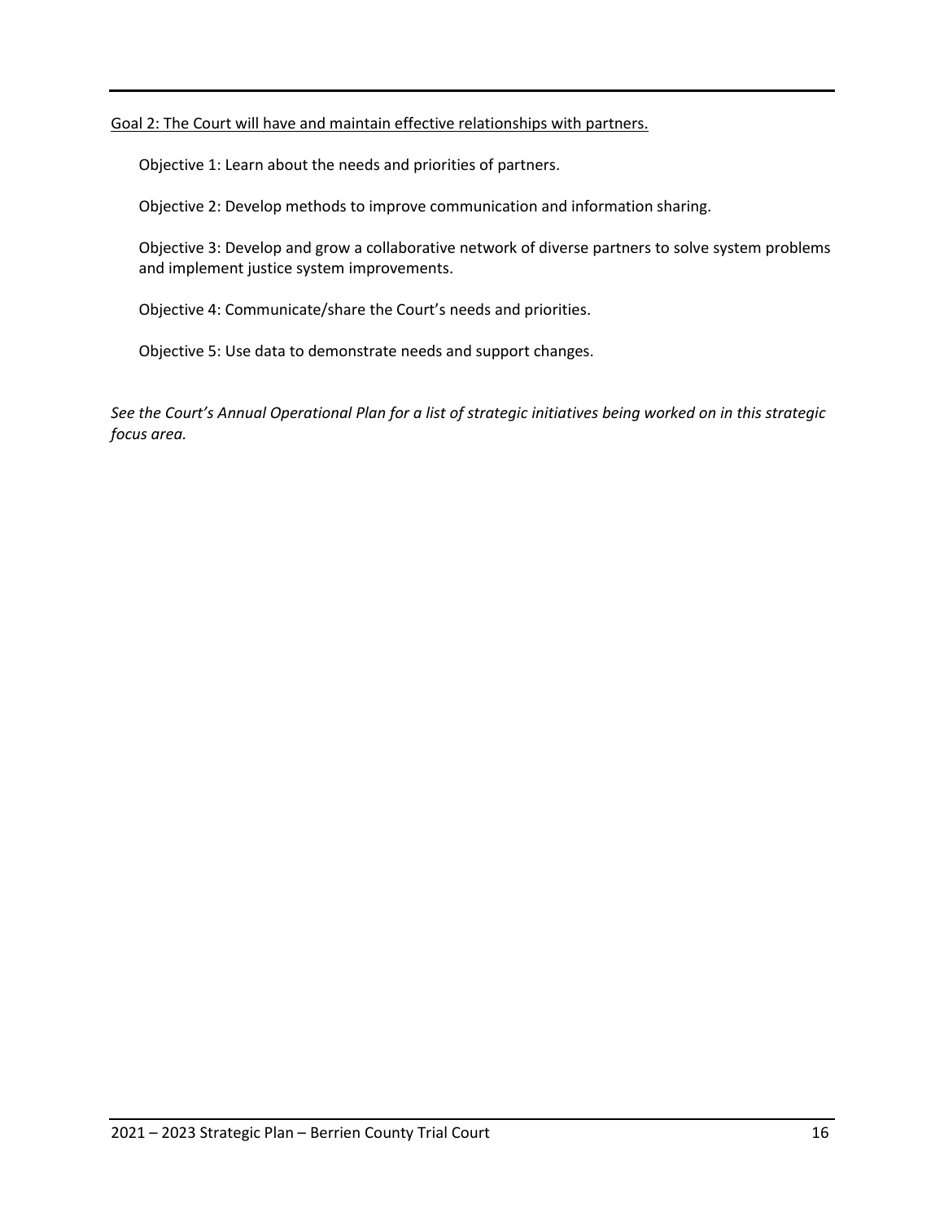Goal 2: The Court will have and maintain effective relationships with partners.

Objective 1: Learn about the needs and priorities of partners.

Objective 2: Develop methods to improve communication and information sharing.

Objective 3: Develop and grow a collaborative network of diverse partners to solve system problems and implement justice system improvements.

Objective 4: Communicate/share the Court's needs and priorities.

Objective 5: Use data to demonstrate needs and support changes.

*See the Court's Annual Operational Plan for a list of strategic initiatives being worked on in this strategic focus area.*